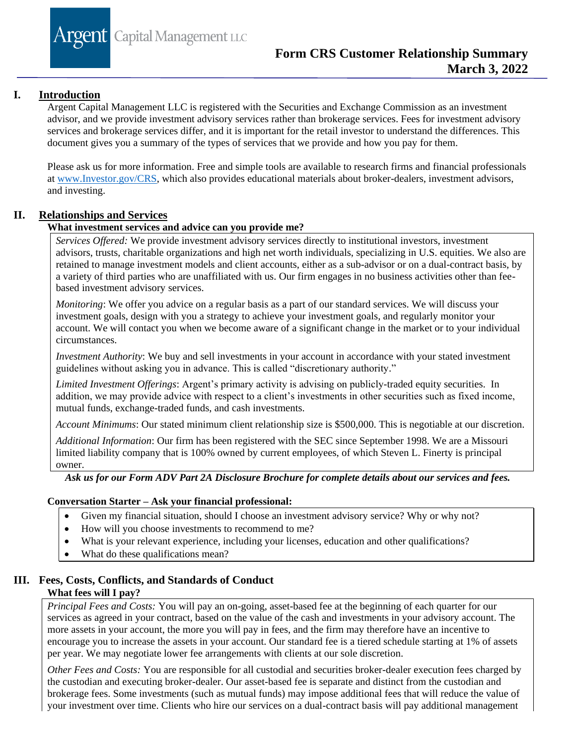Argent Capital Management LLC

# Form CRS Customer Relationship Summary
**March 3, 2022**

## I. Introduction

Argent Capital Management LLC is registered with the Securities and Exchange Commission as an investment advisor, and we provide investment advisory services rather than brokerage services. Fees for investment advisory services and brokerage services differ, and it is important for the retail investor to understand the differences. This document gives you a summary of the types of services that we provide and how you pay for them.

Please ask us for more information. Free and simple tools are available to research firms and financial professionals at www.Investor.gov/CRS, which also provides educational materials about broker-dealers, investment advisors, and investing.

## II. Relationships and Services

### What investment services and advice can you provide me?

*Services Offered:* We provide investment advisory services directly to institutional investors, investment advisors, trusts, charitable organizations and high net worth individuals, specializing in U.S. equities. We also are retained to manage investment models and client accounts, either as a sub-advisor or on a dual-contract basis, by a variety of third parties who are unaffiliated with us. Our firm engages in no business activities other than fee-based investment advisory services.

*Monitoring*: We offer you advice on a regular basis as a part of our standard services. We will discuss your investment goals, design with you a strategy to achieve your investment goals, and regularly monitor your account. We will contact you when we become aware of a significant change in the market or to your individual circumstances.

*Investment Authority*: We buy and sell investments in your account in accordance with your stated investment guidelines without asking you in advance. This is called "discretionary authority."

*Limited Investment Offerings*: Argent's primary activity is advising on publicly-traded equity securities. In addition, we may provide advice with respect to a client's investments in other securities such as fixed income, mutual funds, exchange-traded funds, and cash investments.

*Account Minimums*: Our stated minimum client relationship size is $500,000. This is negotiable at our discretion.

*Additional Information*: Our firm has been registered with the SEC since September 1998. We are a Missouri limited liability company that is 100% owned by current employees, of which Steven L. Finerty is principal owner.

***Ask us for our Form ADV Part 2A Disclosure Brochure for complete details about our services and fees.***

**Conversation Starter – Ask your financial professional:**

- Given my financial situation, should I choose an investment advisory service? Why or why not?
- How will you choose investments to recommend to me?
- What is your relevant experience, including your licenses, education and other qualifications?
- What do these qualifications mean?

## III. Fees, Costs, Conflicts, and Standards of Conduct

### What fees will I pay?

*Principal Fees and Costs:* You will pay an on-going, asset-based fee at the beginning of each quarter for our services as agreed in your contract, based on the value of the cash and investments in your advisory account. The more assets in your account, the more you will pay in fees, and the firm may therefore have an incentive to encourage you to increase the assets in your account. Our standard fee is a tiered schedule starting at 1% of assets per year. We may negotiate lower fee arrangements with clients at our sole discretion.

*Other Fees and Costs:* You are responsible for all custodial and securities broker-dealer execution fees charged by the custodian and executing broker-dealer. Our asset-based fee is separate and distinct from the custodian and brokerage fees. Some investments (such as mutual funds) may impose additional fees that will reduce the value of your investment over time. Clients who hire our services on a dual-contract basis will pay additional management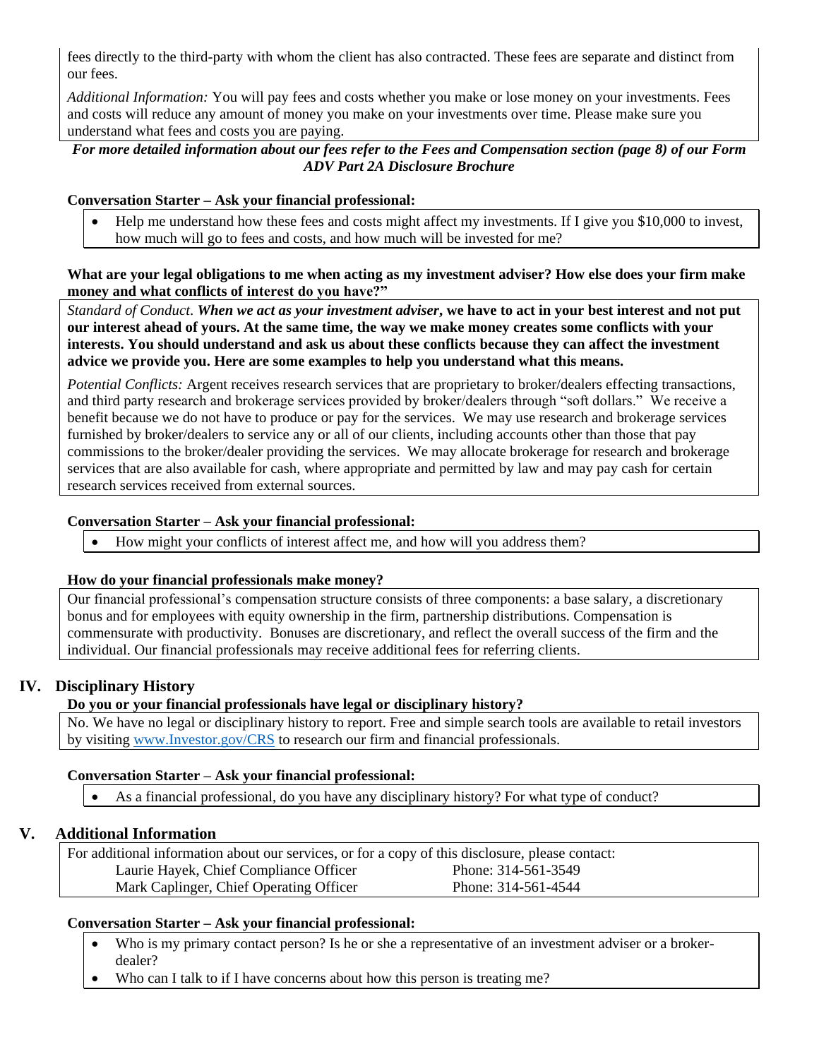fees directly to the third-party with whom the client has also contracted. These fees are separate and distinct from our fees.

*Additional Information:* You will pay fees and costs whether you make or lose money on your investments. Fees and costs will reduce any amount of money you make on your investments over time. Please make sure you understand what fees and costs you are paying.

***For more detailed information about our fees refer to the Fees and Compensation section (page 8) of our Form ADV Part 2A Disclosure Brochure***

**Conversation Starter – Ask your financial professional:**

- Help me understand how these fees and costs might affect my investments. If I give you $10,000 to invest, how much will go to fees and costs, and how much will be invested for me?

**What are your legal obligations to me when acting as my investment adviser? How else does your firm make money and what conflicts of interest do you have?"**

*Standard of Conduct*. ***When we act as your investment adviser*****, we have to act in your best interest and not put our interest ahead of yours. At the same time, the way we make money creates some conflicts with your interests. You should understand and ask us about these conflicts because they can affect the investment advice we provide you. Here are some examples to help you understand what this means.**

*Potential Conflicts:* Argent receives research services that are proprietary to broker/dealers effecting transactions, and third party research and brokerage services provided by broker/dealers through "soft dollars." We receive a benefit because we do not have to produce or pay for the services. We may use research and brokerage services furnished by broker/dealers to service any or all of our clients, including accounts other than those that pay commissions to the broker/dealer providing the services. We may allocate brokerage for research and brokerage services that are also available for cash, where appropriate and permitted by law and may pay cash for certain research services received from external sources.

**Conversation Starter – Ask your financial professional:**

- How might your conflicts of interest affect me, and how will you address them?

**How do your financial professionals make money?**

Our financial professional's compensation structure consists of three components: a base salary, a discretionary bonus and for employees with equity ownership in the firm, partnership distributions. Compensation is commensurate with productivity. Bonuses are discretionary, and reflect the overall success of the firm and the individual. Our financial professionals may receive additional fees for referring clients.

## IV. Disciplinary History

**Do you or your financial professionals have legal or disciplinary history?**

No. We have no legal or disciplinary history to report. Free and simple search tools are available to retail investors by visiting www.Investor.gov/CRS to research our firm and financial professionals.

**Conversation Starter – Ask your financial professional:**

- As a financial professional, do you have any disciplinary history? For what type of conduct?

## V. Additional Information

For additional information about our services, or for a copy of this disclosure, please contact:

| | |
|---|---|
| Laurie Hayek, Chief Compliance Officer | Phone: 314-561-3549 |
| Mark Caplinger, Chief Operating Officer | Phone: 314-561-4544 |

**Conversation Starter – Ask your financial professional:**

- Who is my primary contact person? Is he or she a representative of an investment adviser or a broker-dealer?
- Who can I talk to if I have concerns about how this person is treating me?